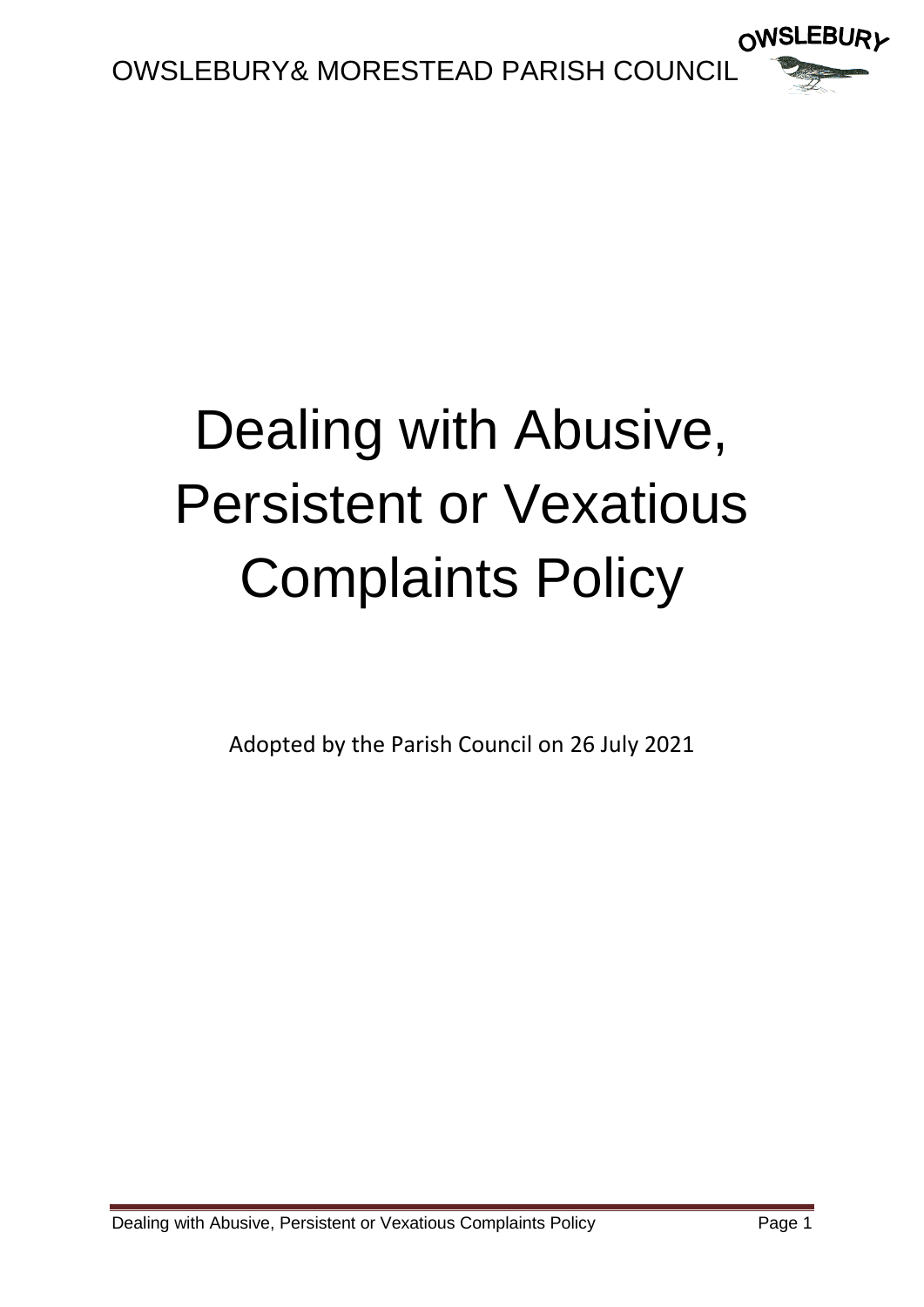# Dealing with Abusive, Persistent or Vexatious Complaints Policy

Adopted by the Parish Council on 26 July 2021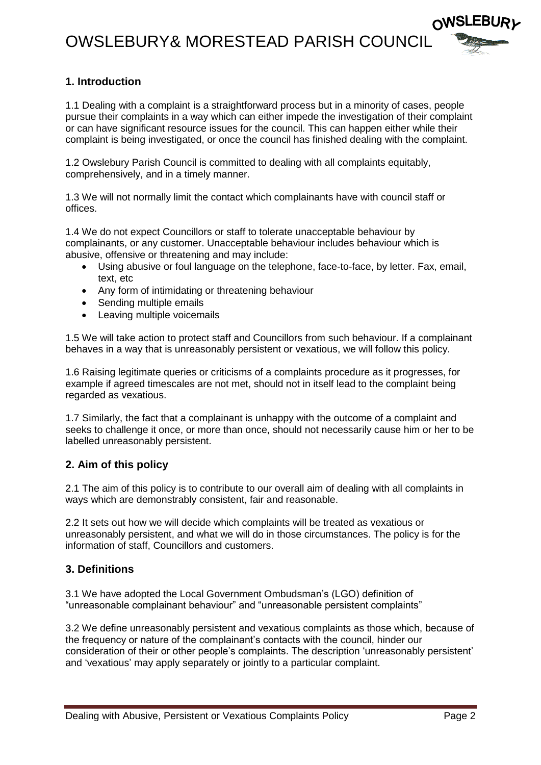## 1. Introduction

1.1 Dealing with a complaint is a straightforward process but in a minority of cases, people pursue their complaints in a way which can either impede the investigation of their complaint or can have significant resource issues for the council. This can happen either while their complaint is being investigated, or once the council has finished dealing with the complaint.

1.2 Owslebury Parish Council is committed to dealing with all complaints equitably, comprehensively, and in a timely manner.

1.3 We will not normally limit the contact which complainants have with council staff or offices.

1.4 We do not expect Councillors or staff to tolerate unacceptable behaviour by complainants, or any customer. Unacceptable behaviour includes behaviour which is abusive, offensive or threatening and may include:

- Using abusive or foul language on the telephone, face-to-face, by letter. Fax, email, text, etc
- Any form of intimidating or threatening behaviour
- Sending multiple emails
- Leaving multiple voicemails

1.5 We will take action to protect staff and Councillors from such behaviour. If a complainant behaves in a way that is unreasonably persistent or vexatious, we will follow this policy.

1.6 Raising legitimate queries or criticisms of a complaints procedure as it progresses, for example if agreed timescales are not met, should not in itself lead to the complaint being regarded as vexatious.

1.7 Similarly, the fact that a complainant is unhappy with the outcome of a complaint and seeks to challenge it once, or more than once, should not necessarily cause him or her to be labelled unreasonably persistent.

## 2. Aim of this policy

2.1 The aim of this policy is to contribute to our overall aim of dealing with all complaints in ways which are demonstrably consistent, fair and reasonable.

2.2 It sets out how we will decide which complaints will be treated as vexatious or unreasonably persistent, and what we will do in those circumstances. The policy is for the information of staff, Councillors and customers.

## 3. Definitions

3.1 We have adopted the Local Government Ombudsman's (LGO) definition of "unreasonable complainant behaviour" and "unreasonable persistent complaints"

3.2 We define unreasonably persistent and vexatious complaints as those which, because of the frequency or nature of the complainant's contacts with the council, hinder our consideration of their or other people's complaints. The description 'unreasonably persistent' and 'vexatious' may apply separately or jointly to a particular complaint.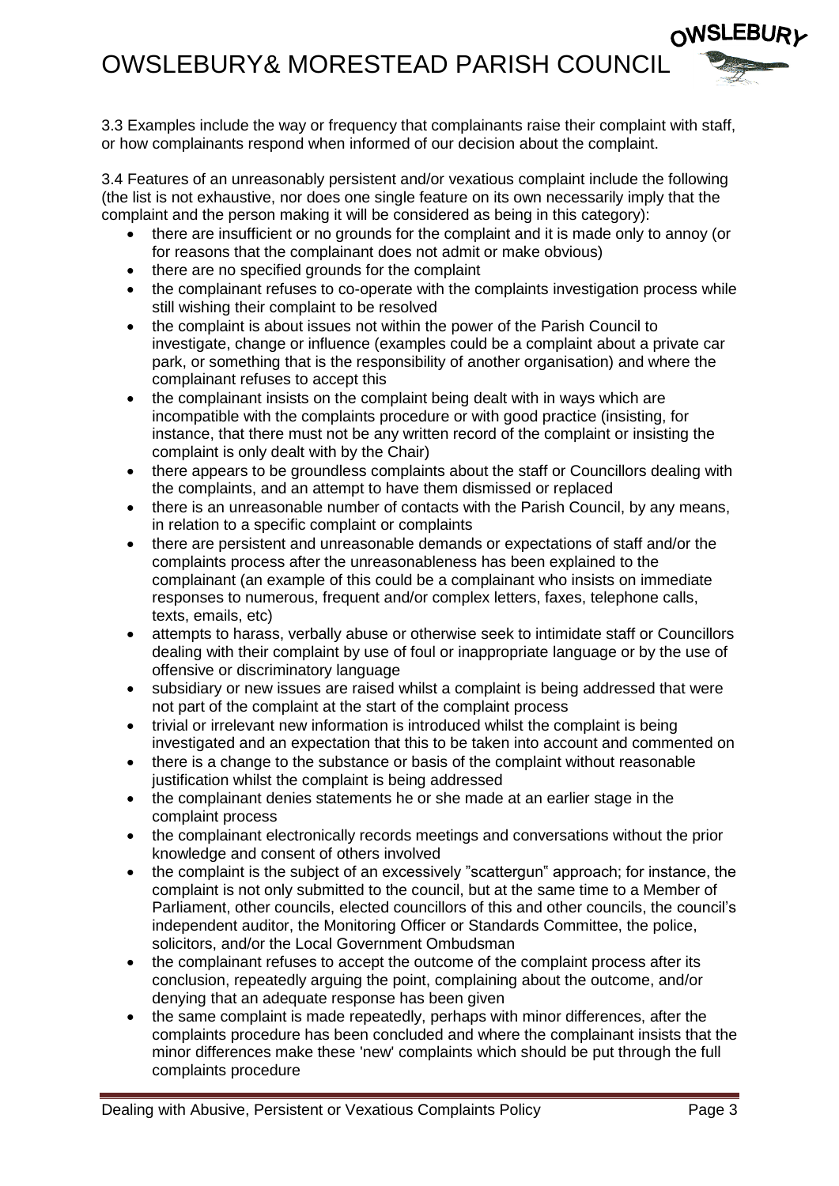3.3 Examples include the way or frequency that complainants raise their complaint with staff, or how complainants respond when informed of our decision about the complaint.

3.4 Features of an unreasonably persistent and/or vexatious complaint include the following (the list is not exhaustive, nor does one single feature on its own necessarily imply that the complaint and the person making it will be considered as being in this category):

- there are insufficient or no grounds for the complaint and it is made only to annoy (or for reasons that the complainant does not admit or make obvious)
- there are no specified grounds for the complaint
- the complainant refuses to co-operate with the complaints investigation process while still wishing their complaint to be resolved
- the complaint is about issues not within the power of the Parish Council to investigate, change or influence (examples could be a complaint about a private car park, or something that is the responsibility of another organisation) and where the complainant refuses to accept this
- the complainant insists on the complaint being dealt with in ways which are incompatible with the complaints procedure or with good practice (insisting, for instance, that there must not be any written record of the complaint or insisting the complaint is only dealt with by the Chair)
- there appears to be groundless complaints about the staff or Councillors dealing with the complaints, and an attempt to have them dismissed or replaced
- there is an unreasonable number of contacts with the Parish Council, by any means, in relation to a specific complaint or complaints
- there are persistent and unreasonable demands or expectations of staff and/or the complaints process after the unreasonableness has been explained to the complainant (an example of this could be a complainant who insists on immediate responses to numerous, frequent and/or complex letters, faxes, telephone calls, texts, emails, etc)
- attempts to harass, verbally abuse or otherwise seek to intimidate staff or Councillors dealing with their complaint by use of foul or inappropriate language or by the use of offensive or discriminatory language
- subsidiary or new issues are raised whilst a complaint is being addressed that were not part of the complaint at the start of the complaint process
- trivial or irrelevant new information is introduced whilst the complaint is being investigated and an expectation that this to be taken into account and commented on
- there is a change to the substance or basis of the complaint without reasonable justification whilst the complaint is being addressed
- the complainant denies statements he or she made at an earlier stage in the complaint process
- the complainant electronically records meetings and conversations without the prior knowledge and consent of others involved
- the complaint is the subject of an excessively "scattergun" approach; for instance, the complaint is not only submitted to the council, but at the same time to a Member of Parliament, other councils, elected councillors of this and other councils, the council's independent auditor, the Monitoring Officer or Standards Committee, the police, solicitors, and/or the Local Government Ombudsman
- the complainant refuses to accept the outcome of the complaint process after its conclusion, repeatedly arguing the point, complaining about the outcome, and/or denying that an adequate response has been given
- the same complaint is made repeatedly, perhaps with minor differences, after the complaints procedure has been concluded and where the complainant insists that the minor differences make these 'new' complaints which should be put through the full complaints procedure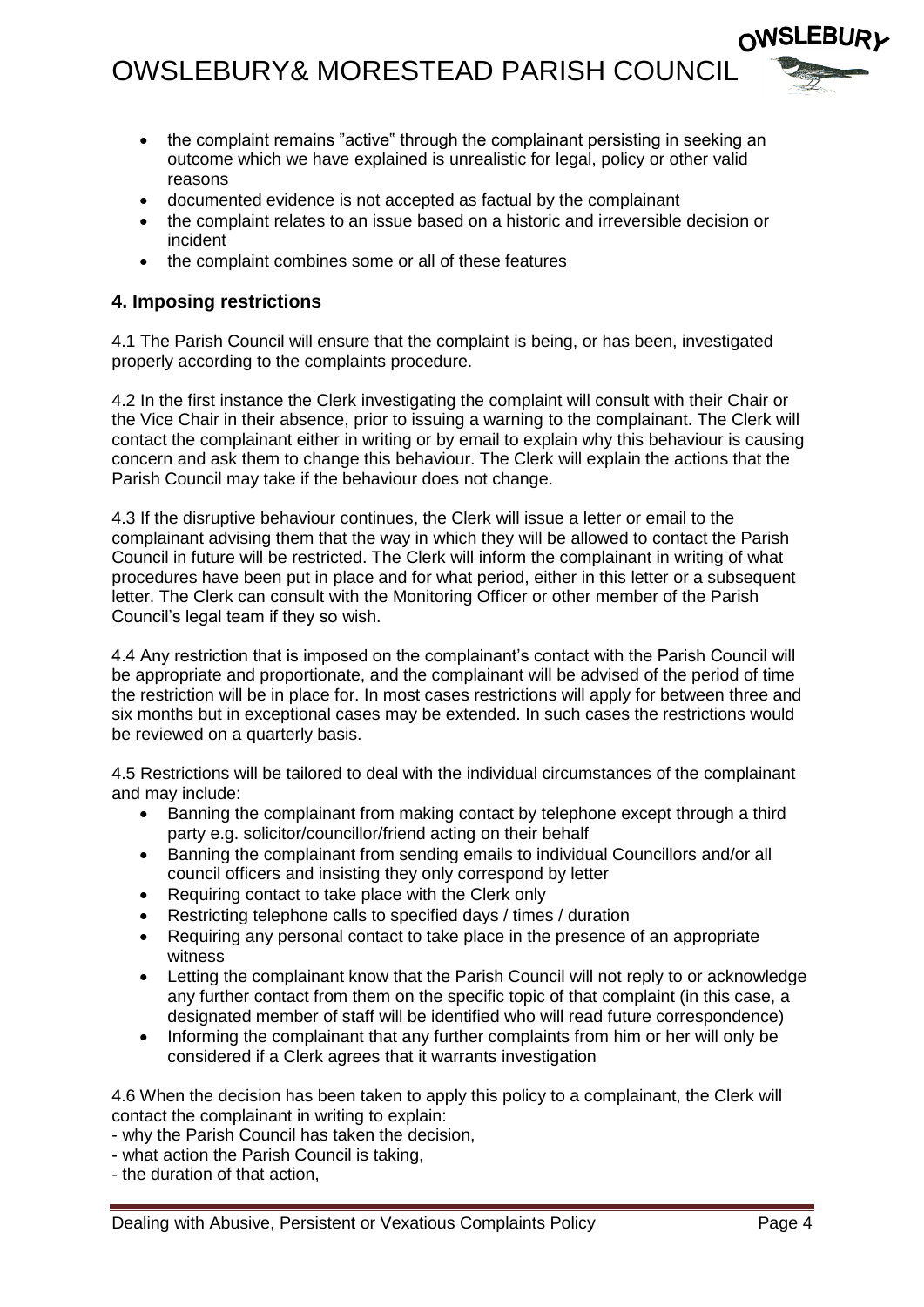- the complaint remains "active" through the complainant persisting in seeking an outcome which we have explained is unrealistic for legal, policy or other valid reasons
- documented evidence is not accepted as factual by the complainant
- the complaint relates to an issue based on a historic and irreversible decision or incident
- the complaint combines some or all of these features

### 4. Imposing restrictions

4.1 The Parish Council will ensure that the complaint is being, or has been, investigated properly according to the complaints procedure.

4.2 In the first instance the Clerk investigating the complaint will consult with their Chair or the Vice Chair in their absence, prior to issuing a warning to the complainant. The Clerk will contact the complainant either in writing or by email to explain why this behaviour is causing concern and ask them to change this behaviour. The Clerk will explain the actions that the Parish Council may take if the behaviour does not change.

4.3 If the disruptive behaviour continues, the Clerk will issue a letter or email to the complainant advising them that the way in which they will be allowed to contact the Parish Council in future will be restricted. The Clerk will inform the complainant in writing of what procedures have been put in place and for what period, either in this letter or a subsequent letter. The Clerk can consult with the Monitoring Officer or other member of the Parish Council's legal team if they so wish.

4.4 Any restriction that is imposed on the complainant's contact with the Parish Council will be appropriate and proportionate, and the complainant will be advised of the period of time the restriction will be in place for. In most cases restrictions will apply for between three and six months but in exceptional cases may be extended. In such cases the restrictions would be reviewed on a quarterly basis.

4.5 Restrictions will be tailored to deal with the individual circumstances of the complainant and may include:

- Banning the complainant from making contact by telephone except through a third party e.g. solicitor/councillor/friend acting on their behalf
- Banning the complainant from sending emails to individual Councillors and/or all council officers and insisting they only correspond by letter
- Requiring contact to take place with the Clerk only
- Restricting telephone calls to specified days / times / duration
- Requiring any personal contact to take place in the presence of an appropriate witness
- Letting the complainant know that the Parish Council will not reply to or acknowledge any further contact from them on the specific topic of that complaint (in this case, a designated member of staff will be identified who will read future correspondence)
- Informing the complainant that any further complaints from him or her will only be considered if a Clerk agrees that it warrants investigation

4.6 When the decision has been taken to apply this policy to a complainant, the Clerk will contact the complainant in writing to explain:

- why the Parish Council has taken the decision,
- what action the Parish Council is taking,
- the duration of that action,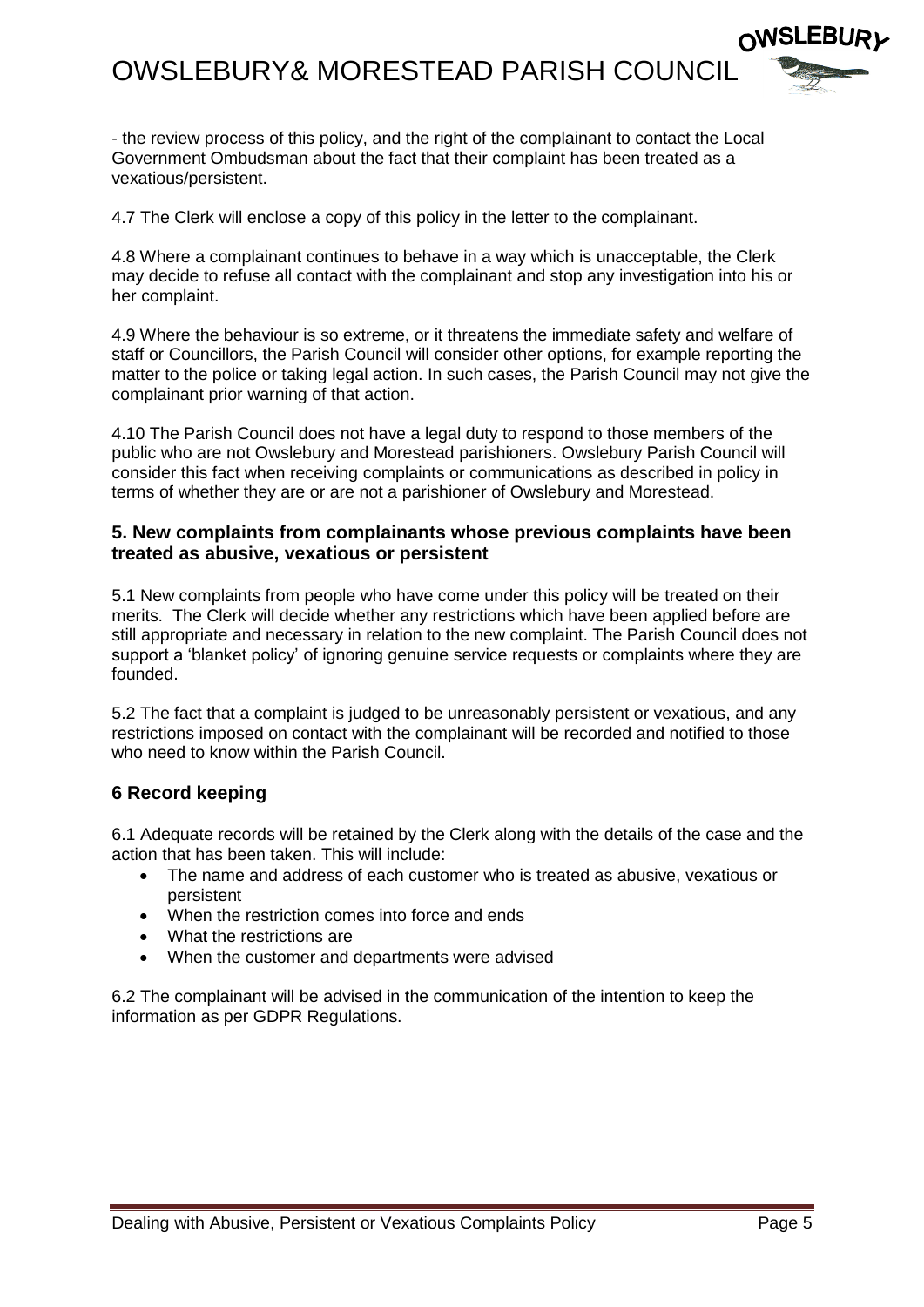- the review process of this policy, and the right of the complainant to contact the Local Government Ombudsman about the fact that their complaint has been treated as a vexatious/persistent.

4.7 The Clerk will enclose a copy of this policy in the letter to the complainant.

4.8 Where a complainant continues to behave in a way which is unacceptable, the Clerk may decide to refuse all contact with the complainant and stop any investigation into his or her complaint.

4.9 Where the behaviour is so extreme, or it threatens the immediate safety and welfare of staff or Councillors, the Parish Council will consider other options, for example reporting the matter to the police or taking legal action. In such cases, the Parish Council may not give the complainant prior warning of that action.

4.10 The Parish Council does not have a legal duty to respond to those members of the public who are not Owslebury and Morestead parishioners. Owslebury Parish Council will consider this fact when receiving complaints or communications as described in policy in terms of whether they are or are not a parishioner of Owslebury and Morestead.

## 5. New complaints from complainants whose previous complaints have been treated as abusive, vexatious or persistent

5.1 New complaints from people who have come under this policy will be treated on their merits. The Clerk will decide whether any restrictions which have been applied before are still appropriate and necessary in relation to the new complaint. The Parish Council does not support a 'blanket policy' of ignoring genuine service requests or complaints where they are founded.

5.2 The fact that a complaint is judged to be unreasonably persistent or vexatious, and any restrictions imposed on contact with the complainant will be recorded and notified to those who need to know within the Parish Council.

## 6 Record keeping

6.1 Adequate records will be retained by the Clerk along with the details of the case and the action that has been taken. This will include:

- The name and address of each customer who is treated as abusive, vexatious or persistent
- When the restriction comes into force and ends
- What the restrictions are
- When the customer and departments were advised

6.2 The complainant will be advised in the communication of the intention to keep the information as per GDPR Regulations.